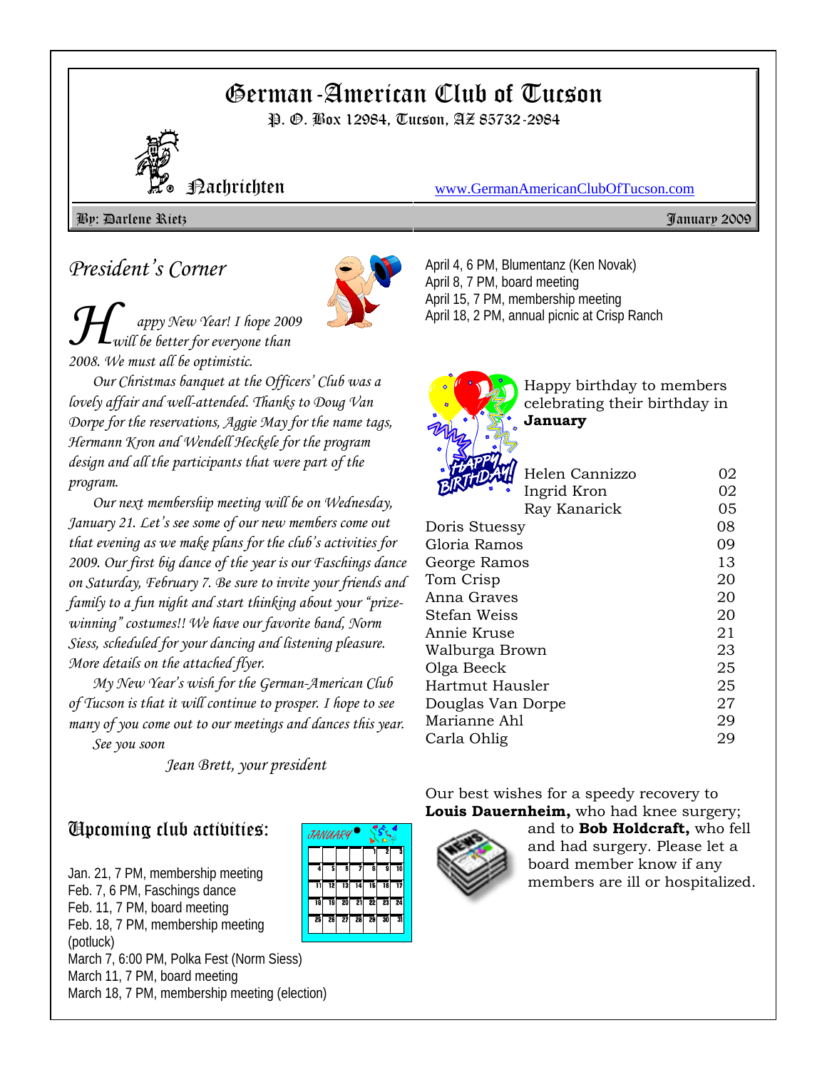# German-American Club of Tucson

P. O. Box 12984, Tucson, AZ 85732-2984

Nachrichten

www.GermanAmericanClubOfTucson.com

By: Darlene Rietz

January 2009

## President's Corner

*Happy New Year! I hope 2009 will be better for everyone than 2008. We must all be optimistic.*

*Our Christmas banquet at the Officers' Club was a lovely affair and well-attended. Thanks to Doug Van Dorpe for the reservations, Aggie May for the name tags, Hermann Kron and Wendell Heckele for the program design and all the participants that were part of the program.*

*Our next membership meeting will be on Wednesday, January 21. Let's see some of our new members come out that evening as we make plans for the club's activities for 2009. Our first big dance of the year is our Faschings dance on Saturday, February 7. Be sure to invite your friends and family to a fun night and start thinking about your "prize-winning" costumes!! We have our favorite band, Norm Siess, scheduled for your dancing and listening pleasure. More details on the attached flyer.*

*My New Year's wish for the German-American Club of Tucson is that it will continue to prosper. I hope to see many of you come out to our meetings and dances this year.*

*See you soon*

*Jean Brett, your president*

## Upcoming club activities:

Jan. 21, 7 PM, membership meeting
Feb. 7, 6 PM, Faschings dance
Feb. 11, 7 PM, board meeting
Feb. 18, 7 PM, membership meeting (potluck)
March 7, 6:00 PM, Polka Fest (Norm Siess)
March 11, 7 PM, board meeting
March 18, 7 PM, membership meeting (election)
April 4, 6 PM, Blumentanz (Ken Novak)
April 8, 7 PM, board meeting
April 15, 7 PM, membership meeting
April 18, 2 PM, annual picnic at Crisp Ranch

Happy birthday to members celebrating their birthday in **January**

| | |
|---|---|
| Helen Cannizzo | 02 |
| Ingrid Kron | 02 |
| Ray Kanarick | 05 |
| Doris Stuessy | 08 |
| Gloria Ramos | 09 |
| George Ramos | 13 |
| Tom Crisp | 20 |
| Anna Graves | 20 |
| Stefan Weiss | 20 |
| Annie Kruse | 21 |
| Walburga Brown | 23 |
| Olga Beeck | 25 |
| Hartmut Hausler | 25 |
| Douglas Van Dorpe | 27 |
| Marianne Ahl | 29 |
| Carla Ohlig | 29 |

Our best wishes for a speedy recovery to **Louis Dauernheim,** who had knee surgery; and to **Bob Holdcraft,** who fell and had surgery. Please let a board member know if any members are ill or hospitalized.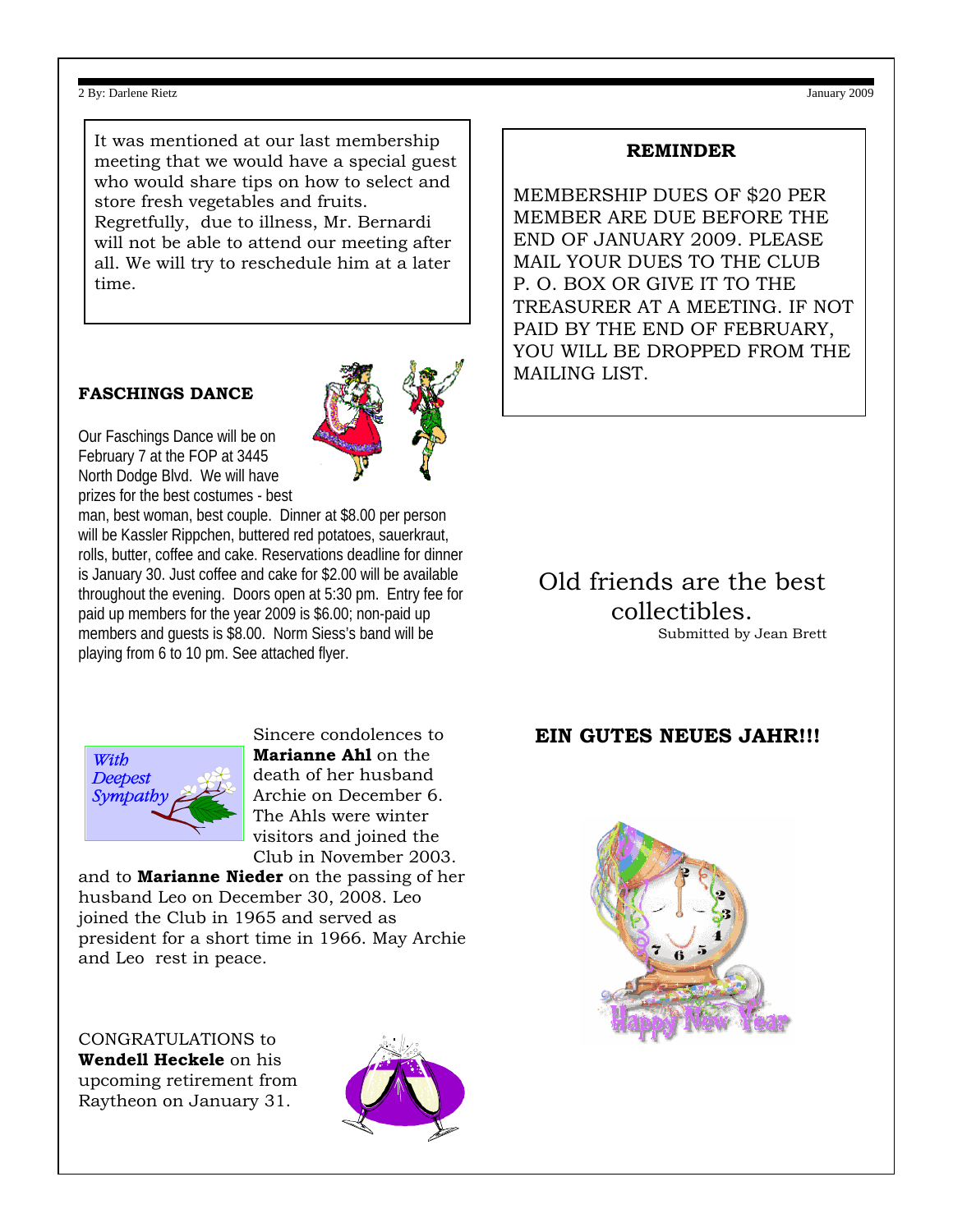It was mentioned at our last membership meeting that we would have a special guest who would share tips on how to select and store fresh vegetables and fruits. Regretfully, due to illness, Mr. Bernardi will not be able to attend our meeting after all. We will try to reschedule him at a later time.

**REMINDER**

MEMBERSHIP DUES OF $20 PER MEMBER ARE DUE BEFORE THE END OF JANUARY 2009. PLEASE MAIL YOUR DUES TO THE CLUB P. O. BOX OR GIVE IT TO THE TREASURER AT A MEETING. IF NOT PAID BY THE END OF FEBRUARY, YOU WILL BE DROPPED FROM THE MAILING LIST.

**FASCHINGS DANCE**

Our Faschings Dance will be on February 7 at the FOP at 3445 North Dodge Blvd. We will have prizes for the best costumes - best man, best woman, best couple. Dinner at $8.00 per person will be Kassler Rippchen, buttered red potatoes, sauerkraut, rolls, butter, coffee and cake. Reservations deadline for dinner is January 30. Just coffee and cake for $2.00 will be available throughout the evening. Doors open at 5:30 pm. Entry fee for paid up members for the year 2009 is $6.00; non-paid up members and guests is $8.00. Norm Siess's band will be playing from 6 to 10 pm. See attached flyer.

Old friends are the best collectibles.

Submitted by Jean Brett

Sincere condolences to **Marianne Ahl** on the death of her husband Archie on December 6. The Ahls were winter visitors and joined the Club in November 2003. and to **Marianne Nieder** on the passing of her husband Leo on December 30, 2008. Leo joined the Club in 1965 and served as president for a short time in 1966. May Archie and Leo rest in peace.

**EIN GUTES NEUES JAHR!!!**

CONGRATULATIONS to **Wendell Heckele** on his upcoming retirement from Raytheon on January 31.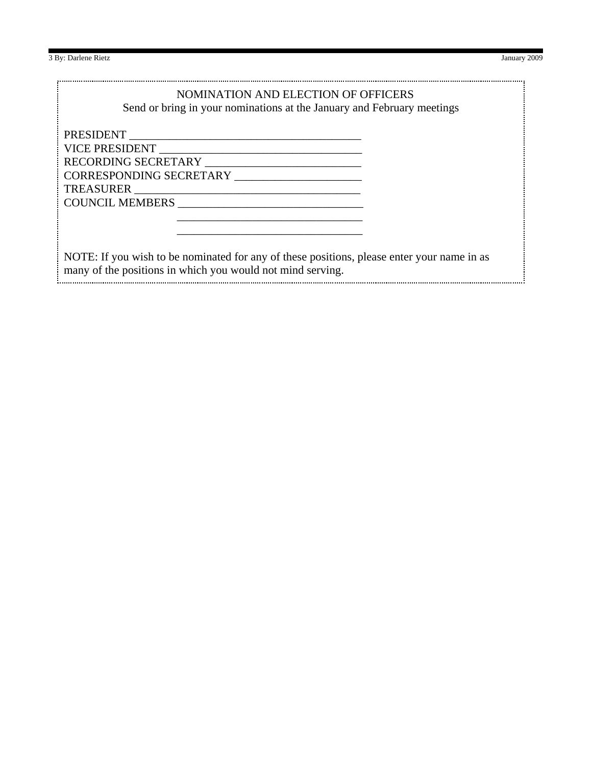## NOMINATION AND ELECTION OF OFFICERS

Send or bring in your nominations at the January and February meetings

PRESIDENT ________________________________________

VICE PRESIDENT ___________________________________

RECORDING SECRETARY __________________________

CORRESPONDING SECRETARY _____________________

TREASURER _______________________________________

COUNCIL MEMBERS ________________________________

________________________________

________________________________

NOTE: If you wish to be nominated for any of these positions, please enter your name in as many of the positions in which you would not mind serving.